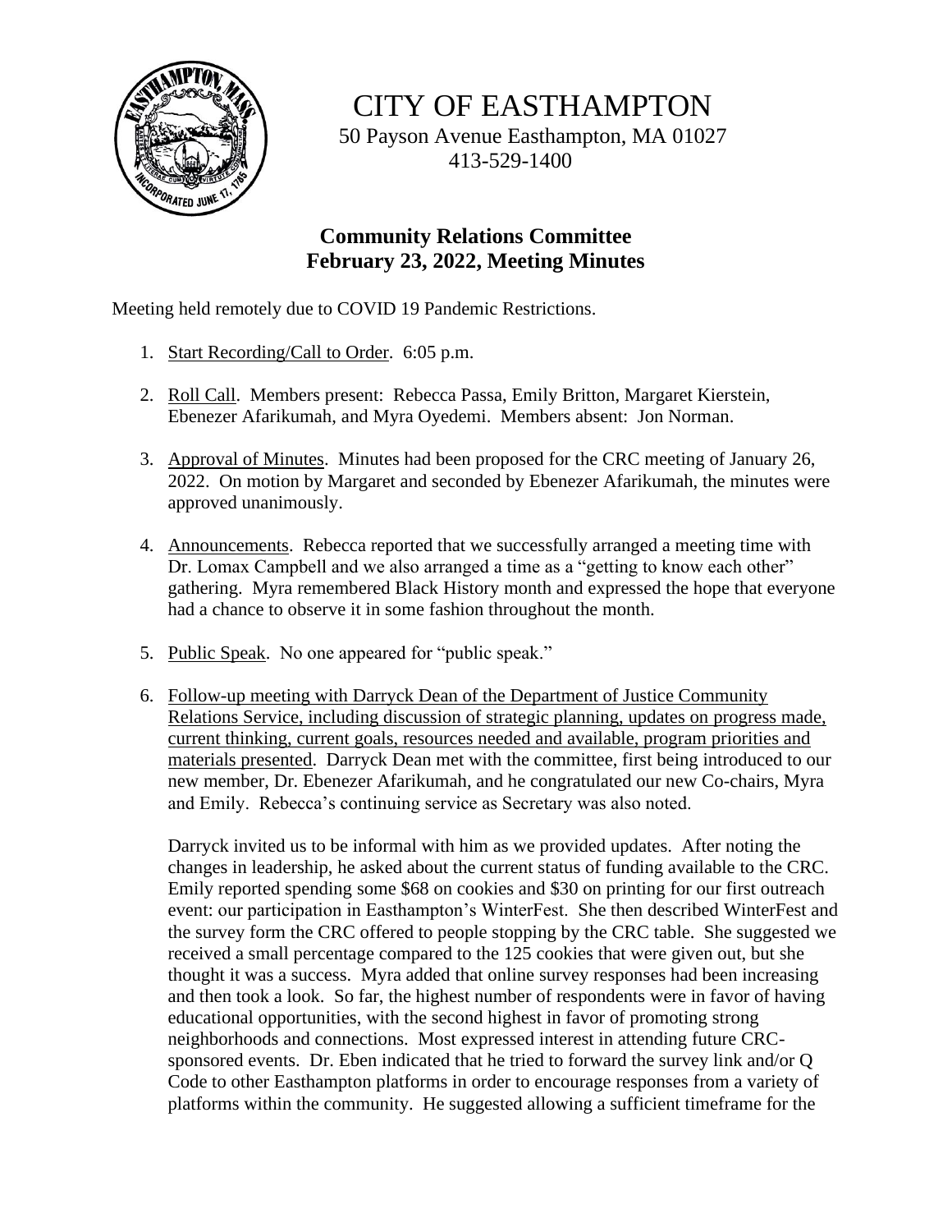# CITY OF EASTHAMPTON

50 Payson Avenue Easthampton, MA 01027
413-529-1400

## Community Relations Committee
## February 23, 2022, Meeting Minutes

Meeting held remotely due to COVID 19 Pandemic Restrictions.

1. Start Recording/Call to Order. 6:05 p.m.

2. Roll Call. Members present: Rebecca Passa, Emily Britton, Margaret Kierstein, Ebenezer Afarikumah, and Myra Oyedemi. Members absent: Jon Norman.

3. Approval of Minutes. Minutes had been proposed for the CRC meeting of January 26, 2022. On motion by Margaret and seconded by Ebenezer Afarikumah, the minutes were approved unanimously.

4. Announcements. Rebecca reported that we successfully arranged a meeting time with Dr. Lomax Campbell and we also arranged a time as a "getting to know each other" gathering. Myra remembered Black History month and expressed the hope that everyone had a chance to observe it in some fashion throughout the month.

5. Public Speak. No one appeared for "public speak."

6. Follow-up meeting with Darryck Dean of the Department of Justice Community Relations Service, including discussion of strategic planning, updates on progress made, current thinking, current goals, resources needed and available, program priorities and materials presented. Darryck Dean met with the committee, first being introduced to our new member, Dr. Ebenezer Afarikumah, and he congratulated our new Co-chairs, Myra and Emily. Rebecca's continuing service as Secretary was also noted.

   Darryck invited us to be informal with him as we provided updates. After noting the changes in leadership, he asked about the current status of funding available to the CRC. Emily reported spending some $68 on cookies and $30 on printing for our first outreach event: our participation in Easthampton's WinterFest. She then described WinterFest and the survey form the CRC offered to people stopping by the CRC table. She suggested we received a small percentage compared to the 125 cookies that were given out, but she thought it was a success. Myra added that online survey responses had been increasing and then took a look. So far, the highest number of respondents were in favor of having educational opportunities, with the second highest in favor of promoting strong neighborhoods and connections. Most expressed interest in attending future CRC-sponsored events. Dr. Eben indicated that he tried to forward the survey link and/or Q Code to other Easthampton platforms in order to encourage responses from a variety of platforms within the community. He suggested allowing a sufficient timeframe for the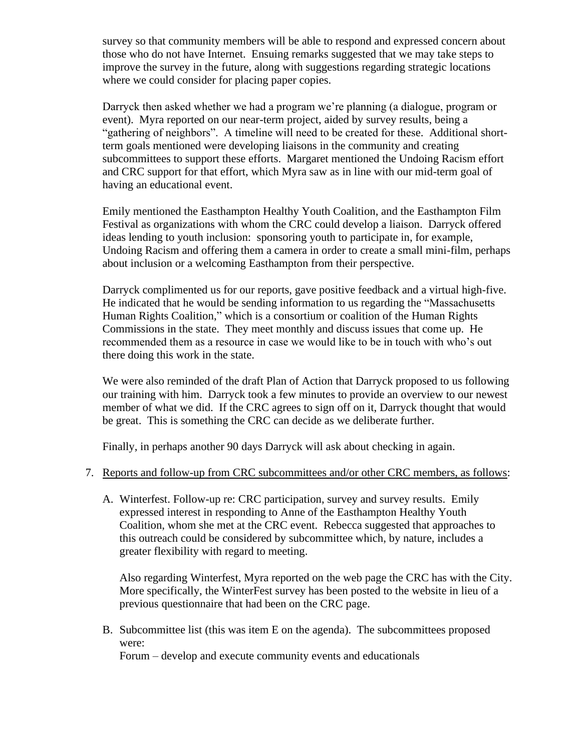survey so that community members will be able to respond and expressed concern about those who do not have Internet. Ensuing remarks suggested that we may take steps to improve the survey in the future, along with suggestions regarding strategic locations where we could consider for placing paper copies.

Darryck then asked whether we had a program we're planning (a dialogue, program or event). Myra reported on our near-term project, aided by survey results, being a "gathering of neighbors". A timeline will need to be created for these. Additional short-term goals mentioned were developing liaisons in the community and creating subcommittees to support these efforts. Margaret mentioned the Undoing Racism effort and CRC support for that effort, which Myra saw as in line with our mid-term goal of having an educational event.

Emily mentioned the Easthampton Healthy Youth Coalition, and the Easthampton Film Festival as organizations with whom the CRC could develop a liaison. Darryck offered ideas lending to youth inclusion: sponsoring youth to participate in, for example, Undoing Racism and offering them a camera in order to create a small mini-film, perhaps about inclusion or a welcoming Easthampton from their perspective.

Darryck complimented us for our reports, gave positive feedback and a virtual high-five. He indicated that he would be sending information to us regarding the "Massachusetts Human Rights Coalition," which is a consortium or coalition of the Human Rights Commissions in the state. They meet monthly and discuss issues that come up. He recommended them as a resource in case we would like to be in touch with who's out there doing this work in the state.

We were also reminded of the draft Plan of Action that Darryck proposed to us following our training with him. Darryck took a few minutes to provide an overview to our newest member of what we did. If the CRC agrees to sign off on it, Darryck thought that would be great. This is something the CRC can decide as we deliberate further.

Finally, in perhaps another 90 days Darryck will ask about checking in again.

7. Reports and follow-up from CRC subcommittees and/or other CRC members, as follows:

   A. Winterfest. Follow-up re: CRC participation, survey and survey results. Emily expressed interest in responding to Anne of the Easthampton Healthy Youth Coalition, whom she met at the CRC event. Rebecca suggested that approaches to this outreach could be considered by subcommittee which, by nature, includes a greater flexibility with regard to meeting.

      Also regarding Winterfest, Myra reported on the web page the CRC has with the City. More specifically, the WinterFest survey has been posted to the website in lieu of a previous questionnaire that had been on the CRC page.

   B. Subcommittee list (this was item E on the agenda). The subcommittees proposed were:
      Forum – develop and execute community events and educationals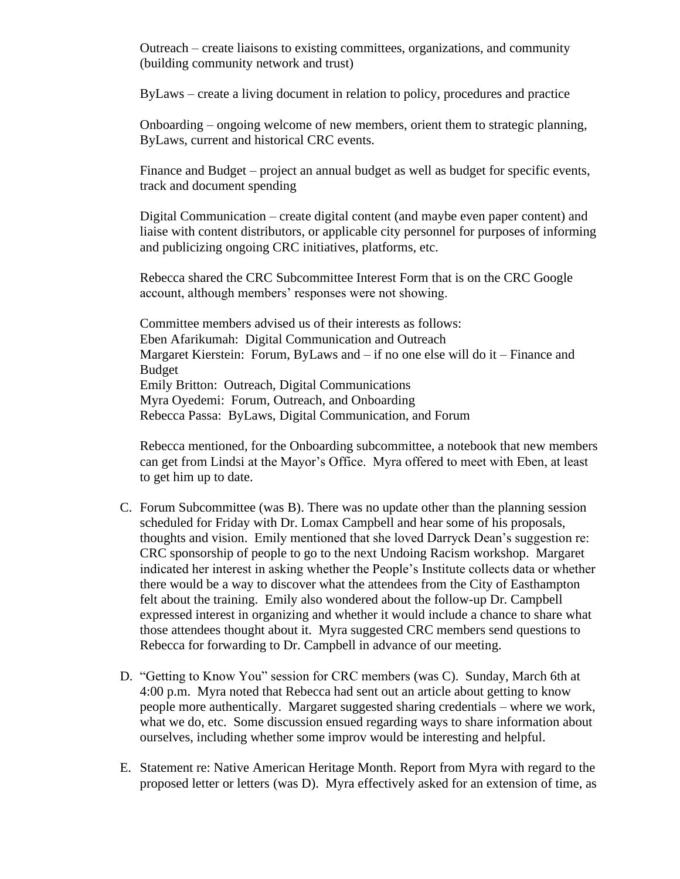Outreach – create liaisons to existing committees, organizations, and community (building community network and trust)

ByLaws – create a living document in relation to policy, procedures and practice

Onboarding – ongoing welcome of new members, orient them to strategic planning, ByLaws, current and historical CRC events.

Finance and Budget – project an annual budget as well as budget for specific events, track and document spending

Digital Communication – create digital content (and maybe even paper content) and liaise with content distributors, or applicable city personnel for purposes of informing and publicizing ongoing CRC initiatives, platforms, etc.

Rebecca shared the CRC Subcommittee Interest Form that is on the CRC Google account, although members' responses were not showing.

Committee members advised us of their interests as follows:
Eben Afarikumah: Digital Communication and Outreach
Margaret Kierstein: Forum, ByLaws and – if no one else will do it – Finance and Budget
Emily Britton: Outreach, Digital Communications
Myra Oyedemi: Forum, Outreach, and Onboarding
Rebecca Passa: ByLaws, Digital Communication, and Forum

Rebecca mentioned, for the Onboarding subcommittee, a notebook that new members can get from Lindsi at the Mayor's Office. Myra offered to meet with Eben, at least to get him up to date.

C. Forum Subcommittee (was B). There was no update other than the planning session scheduled for Friday with Dr. Lomax Campbell and hear some of his proposals, thoughts and vision. Emily mentioned that she loved Darryck Dean's suggestion re: CRC sponsorship of people to go to the next Undoing Racism workshop. Margaret indicated her interest in asking whether the People's Institute collects data or whether there would be a way to discover what the attendees from the City of Easthampton felt about the training. Emily also wondered about the follow-up Dr. Campbell expressed interest in organizing and whether it would include a chance to share what those attendees thought about it. Myra suggested CRC members send questions to Rebecca for forwarding to Dr. Campbell in advance of our meeting.

D. "Getting to Know You" session for CRC members (was C). Sunday, March 6th at 4:00 p.m. Myra noted that Rebecca had sent out an article about getting to know people more authentically. Margaret suggested sharing credentials – where we work, what we do, etc. Some discussion ensued regarding ways to share information about ourselves, including whether some improv would be interesting and helpful.

E. Statement re: Native American Heritage Month. Report from Myra with regard to the proposed letter or letters (was D). Myra effectively asked for an extension of time, as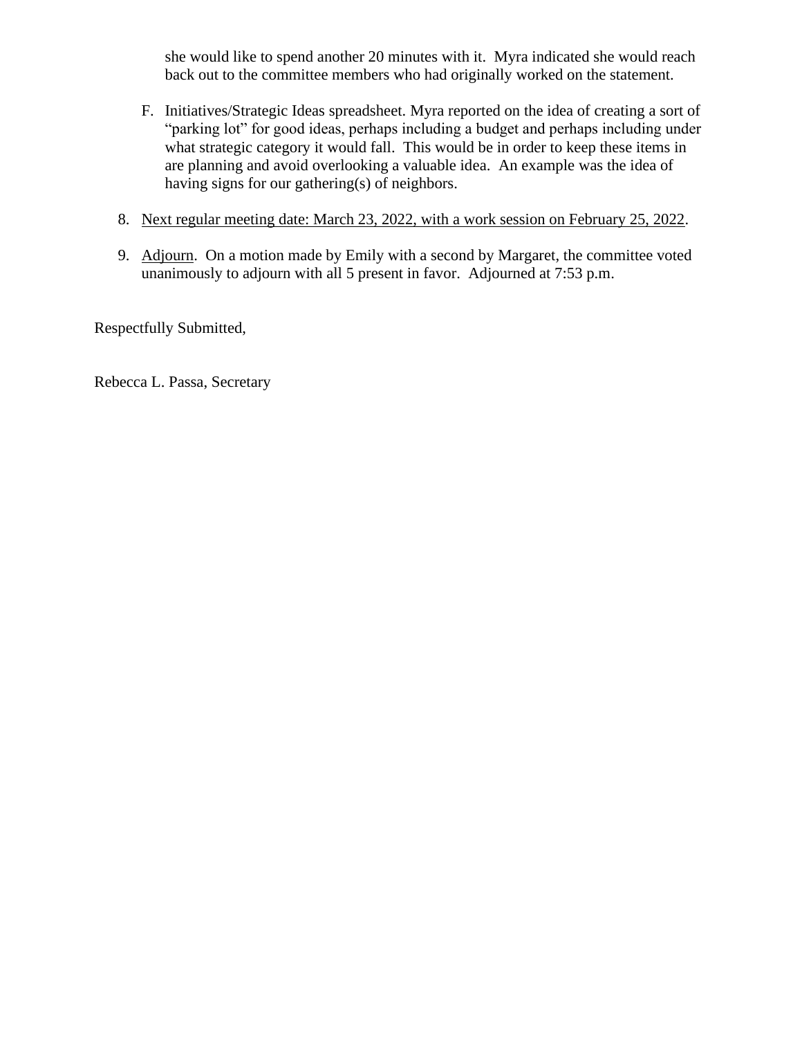she would like to spend another 20 minutes with it. Myra indicated she would reach back out to the committee members who had originally worked on the statement.

F. Initiatives/Strategic Ideas spreadsheet. Myra reported on the idea of creating a sort of "parking lot" for good ideas, perhaps including a budget and perhaps including under what strategic category it would fall. This would be in order to keep these items in are planning and avoid overlooking a valuable idea. An example was the idea of having signs for our gathering(s) of neighbors.

8. <u>Next regular meeting date: March 23, 2022, with a work session on February 25, 2022</u>.

9. <u>Adjourn</u>. On a motion made by Emily with a second by Margaret, the committee voted unanimously to adjourn with all 5 present in favor. Adjourned at 7:53 p.m.

Respectfully Submitted,

Rebecca L. Passa, Secretary